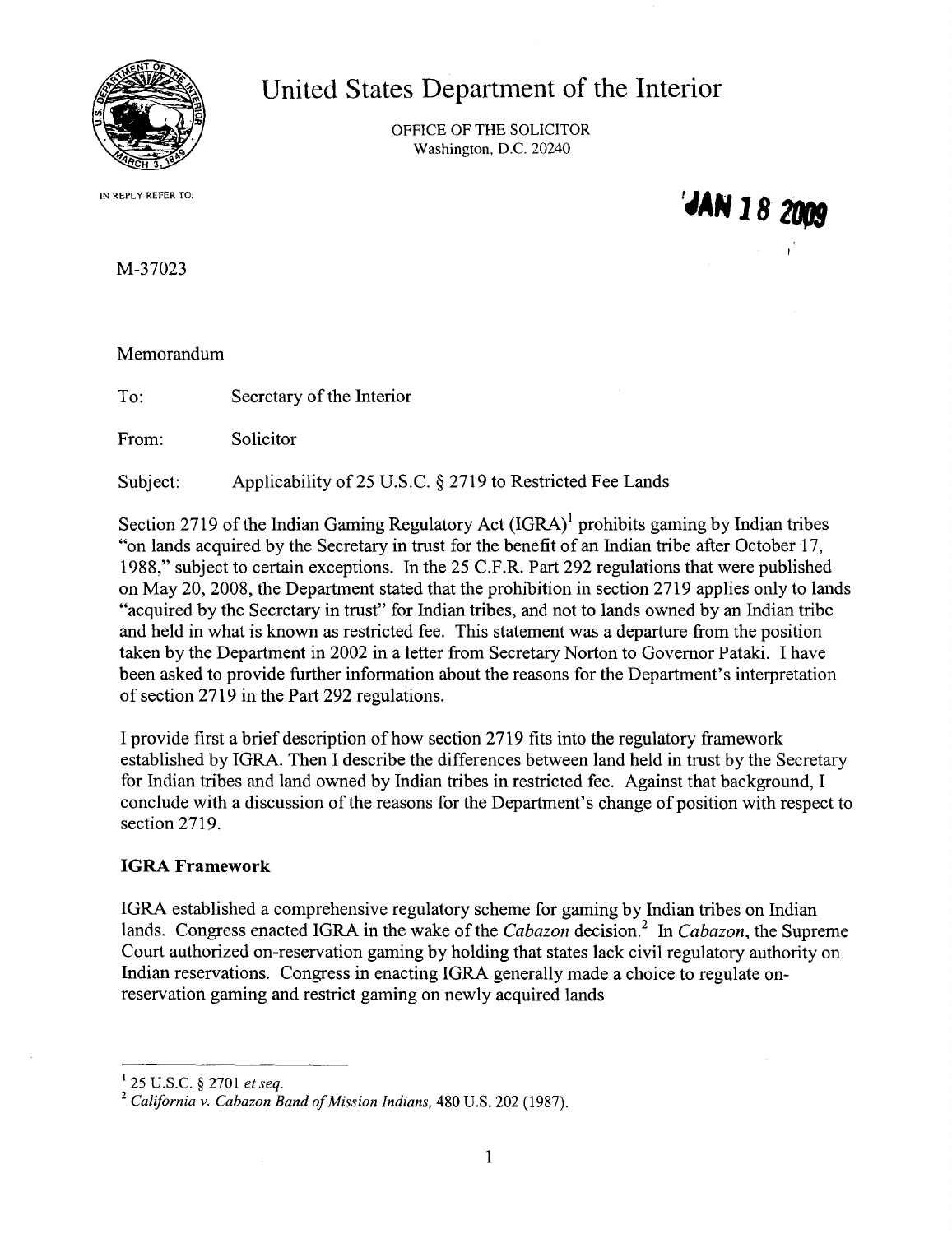# United States Department of the Interior

OFFICE OF THE SOLICITOR
Washington, D.C. 20240

IN REPLY REFER TO:

JAN 18 2009

M-37023

Memorandum

To: Secretary of the Interior

From: Solicitor

Subject: Applicability of 25 U.S.C. § 2719 to Restricted Fee Lands

Section 2719 of the Indian Gaming Regulatory Act (IGRA)[1] prohibits gaming by Indian tribes "on lands acquired by the Secretary in trust for the benefit of an Indian tribe after October 17, 1988," subject to certain exceptions. In the 25 C.F.R. Part 292 regulations that were published on May 20, 2008, the Department stated that the prohibition in section 2719 applies only to lands "acquired by the Secretary in trust" for Indian tribes, and not to lands owned by an Indian tribe and held in what is known as restricted fee. This statement was a departure from the position taken by the Department in 2002 in a letter from Secretary Norton to Governor Pataki. I have been asked to provide further information about the reasons for the Department's interpretation of section 2719 in the Part 292 regulations.

I provide first a brief description of how section 2719 fits into the regulatory framework established by IGRA. Then I describe the differences between land held in trust by the Secretary for Indian tribes and land owned by Indian tribes in restricted fee. Against that background, I conclude with a discussion of the reasons for the Department's change of position with respect to section 2719.

## IGRA Framework

IGRA established a comprehensive regulatory scheme for gaming by Indian tribes on Indian lands. Congress enacted IGRA in the wake of the *Cabazon* decision.[2] In *Cabazon*, the Supreme Court authorized on-reservation gaming by holding that states lack civil regulatory authority on Indian reservations. Congress in enacting IGRA generally made a choice to regulate on-reservation gaming and restrict gaming on newly acquired lands

---

[1] 25 U.S.C. § 2701 *et seq.*

[2] *California v. Cabazon Band of Mission Indians*, 480 U.S. 202 (1987).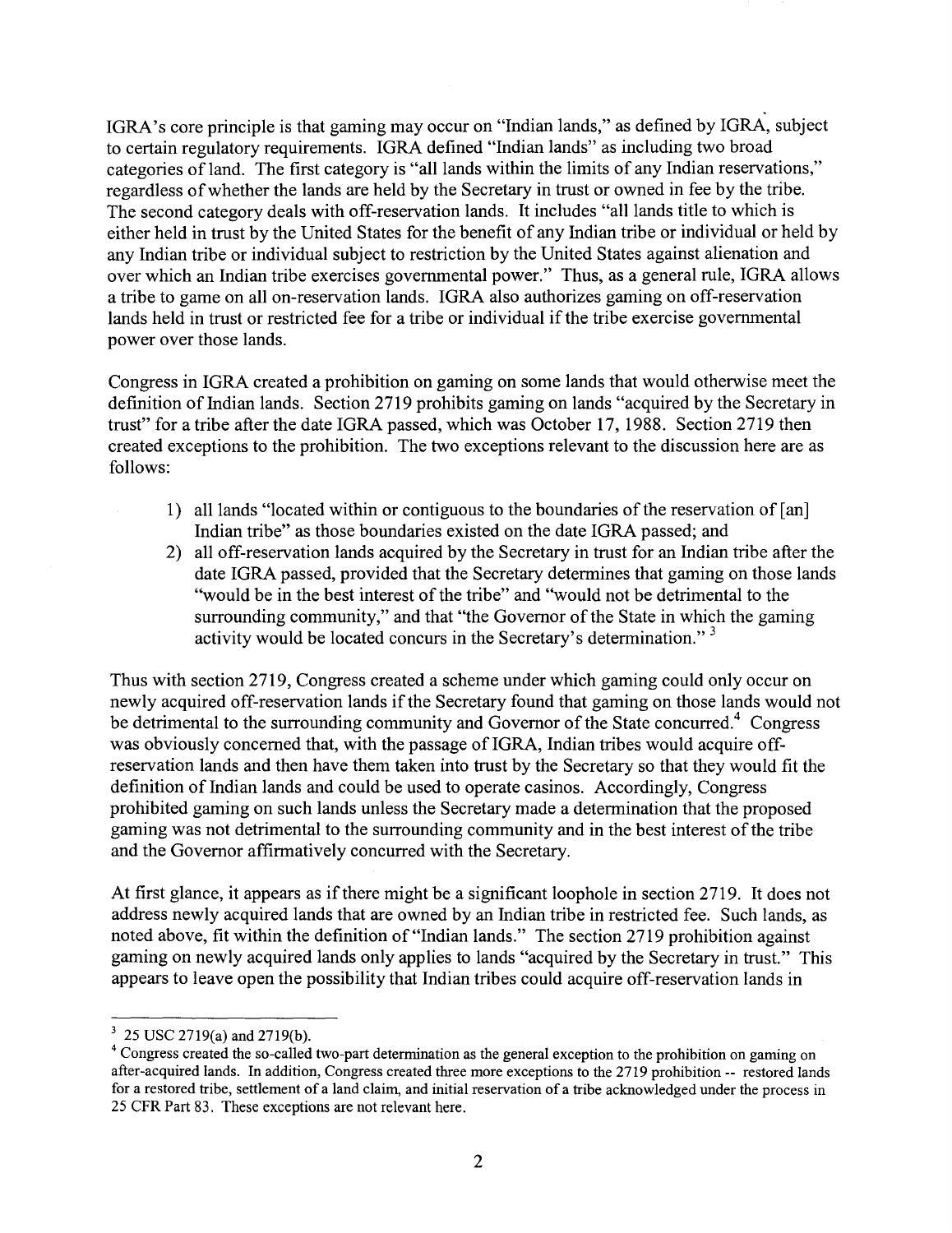IGRA's core principle is that gaming may occur on "Indian lands," as defined by IGRA, subject to certain regulatory requirements. IGRA defined "Indian lands" as including two broad categories of land. The first category is "all lands within the limits of any Indian reservations," regardless of whether the lands are held by the Secretary in trust or owned in fee by the tribe. The second category deals with off-reservation lands. It includes "all lands title to which is either held in trust by the United States for the benefit of any Indian tribe or individual or held by any Indian tribe or individual subject to restriction by the United States against alienation and over which an Indian tribe exercises governmental power." Thus, as a general rule, IGRA allows a tribe to game on all on-reservation lands. IGRA also authorizes gaming on off-reservation lands held in trust or restricted fee for a tribe or individual if the tribe exercise governmental power over those lands.

Congress in IGRA created a prohibition on gaming on some lands that would otherwise meet the definition of Indian lands. Section 2719 prohibits gaming on lands "acquired by the Secretary in trust" for a tribe after the date IGRA passed, which was October 17, 1988. Section 2719 then created exceptions to the prohibition. The two exceptions relevant to the discussion here are as follows:

1) all lands "located within or contiguous to the boundaries of the reservation of [an] Indian tribe" as those boundaries existed on the date IGRA passed; and
2) all off-reservation lands acquired by the Secretary in trust for an Indian tribe after the date IGRA passed, provided that the Secretary determines that gaming on those lands "would be in the best interest of the tribe" and "would not be detrimental to the surrounding community," and that "the Governor of the State in which the gaming activity would be located concurs in the Secretary's determination." [3]

Thus with section 2719, Congress created a scheme under which gaming could only occur on newly acquired off-reservation lands if the Secretary found that gaming on those lands would not be detrimental to the surrounding community and Governor of the State concurred.[4] Congress was obviously concerned that, with the passage of IGRA, Indian tribes would acquire off-reservation lands and then have them taken into trust by the Secretary so that they would fit the definition of Indian lands and could be used to operate casinos. Accordingly, Congress prohibited gaming on such lands unless the Secretary made a determination that the proposed gaming was not detrimental to the surrounding community and in the best interest of the tribe and the Governor affirmatively concurred with the Secretary.

At first glance, it appears as if there might be a significant loophole in section 2719. It does not address newly acquired lands that are owned by an Indian tribe in restricted fee. Such lands, as noted above, fit within the definition of "Indian lands." The section 2719 prohibition against gaming on newly acquired lands only applies to lands "acquired by the Secretary in trust." This appears to leave open the possibility that Indian tribes could acquire off-reservation lands in

---

[3] 25 USC 2719(a) and 2719(b).

[4] Congress created the so-called two-part determination as the general exception to the prohibition on gaming on after-acquired lands. In addition, Congress created three more exceptions to the 2719 prohibition -- restored lands for a restored tribe, settlement of a land claim, and initial reservation of a tribe acknowledged under the process in 25 CFR Part 83. These exceptions are not relevant here.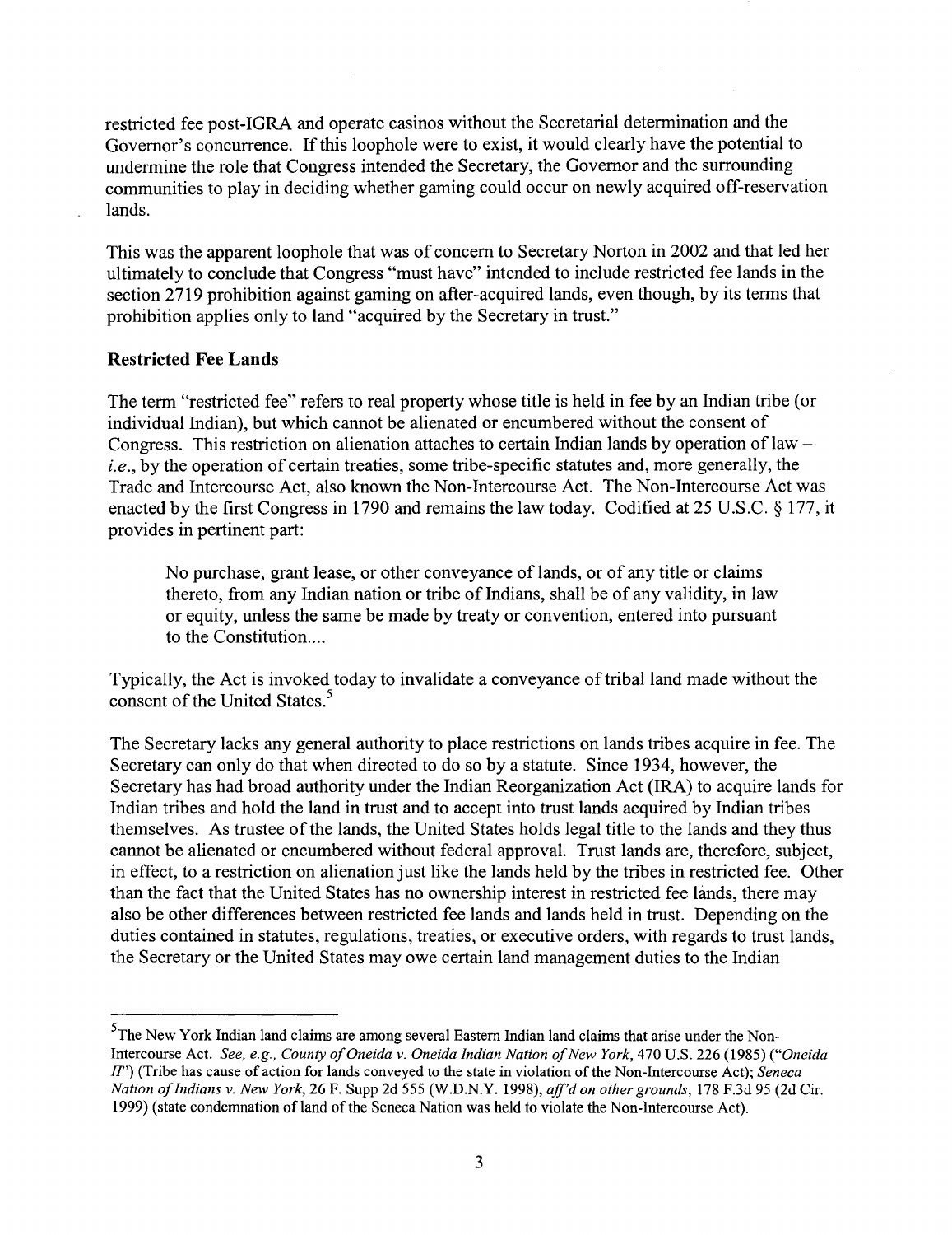restricted fee post-IGRA and operate casinos without the Secretarial determination and the Governor's concurrence. If this loophole were to exist, it would clearly have the potential to undermine the role that Congress intended the Secretary, the Governor and the surrounding communities to play in deciding whether gaming could occur on newly acquired off-reservation lands.

This was the apparent loophole that was of concern to Secretary Norton in 2002 and that led her ultimately to conclude that Congress "must have" intended to include restricted fee lands in the section 2719 prohibition against gaming on after-acquired lands, even though, by its terms that prohibition applies only to land "acquired by the Secretary in trust."

**Restricted Fee Lands**

The term "restricted fee" refers to real property whose title is held in fee by an Indian tribe (or individual Indian), but which cannot be alienated or encumbered without the consent of Congress. This restriction on alienation attaches to certain Indian lands by operation of law – *i.e.*, by the operation of certain treaties, some tribe-specific statutes and, more generally, the Trade and Intercourse Act, also known the Non-Intercourse Act. The Non-Intercourse Act was enacted by the first Congress in 1790 and remains the law today. Codified at 25 U.S.C. § 177, it provides in pertinent part:

> No purchase, grant lease, or other conveyance of lands, or of any title or claims thereto, from any Indian nation or tribe of Indians, shall be of any validity, in law or equity, unless the same be made by treaty or convention, entered into pursuant to the Constitution....

Typically, the Act is invoked today to invalidate a conveyance of tribal land made without the consent of the United States.[5]

The Secretary lacks any general authority to place restrictions on lands tribes acquire in fee. The Secretary can only do that when directed to do so by a statute. Since 1934, however, the Secretary has had broad authority under the Indian Reorganization Act (IRA) to acquire lands for Indian tribes and hold the land in trust and to accept into trust lands acquired by Indian tribes themselves. As trustee of the lands, the United States holds legal title to the lands and they thus cannot be alienated or encumbered without federal approval. Trust lands are, therefore, subject, in effect, to a restriction on alienation just like the lands held by the tribes in restricted fee. Other than the fact that the United States has no ownership interest in restricted fee lands, there may also be other differences between restricted fee lands and lands held in trust. Depending on the duties contained in statutes, regulations, treaties, or executive orders, with regards to trust lands, the Secretary or the United States may owe certain land management duties to the Indian

---

[5] The New York Indian land claims are among several Eastern Indian land claims that arise under the Non-Intercourse Act. *See, e.g., County of Oneida v. Oneida Indian Nation of New York*, 470 U.S. 226 (1985) ("*Oneida II*") (Tribe has cause of action for lands conveyed to the state in violation of the Non-Intercourse Act); *Seneca Nation of Indians v. New York*, 26 F. Supp 2d 555 (W.D.N.Y. 1998), *aff'd on other grounds*, 178 F.3d 95 (2d Cir. 1999) (state condemnation of land of the Seneca Nation was held to violate the Non-Intercourse Act).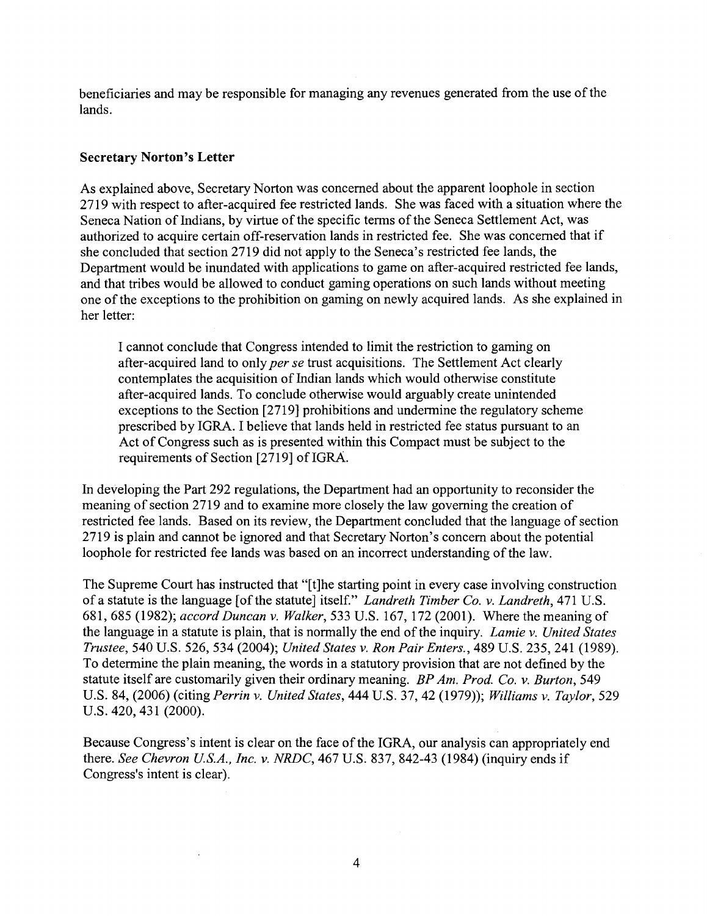beneficiaries and may be responsible for managing any revenues generated from the use of the lands.

**Secretary Norton's Letter**

As explained above, Secretary Norton was concerned about the apparent loophole in section 2719 with respect to after-acquired fee restricted lands. She was faced with a situation where the Seneca Nation of Indians, by virtue of the specific terms of the Seneca Settlement Act, was authorized to acquire certain off-reservation lands in restricted fee. She was concerned that if she concluded that section 2719 did not apply to the Seneca's restricted fee lands, the Department would be inundated with applications to game on after-acquired restricted fee lands, and that tribes would be allowed to conduct gaming operations on such lands without meeting one of the exceptions to the prohibition on gaming on newly acquired lands. As she explained in her letter:

> I cannot conclude that Congress intended to limit the restriction to gaming on after-acquired land to only *per se* trust acquisitions. The Settlement Act clearly contemplates the acquisition of Indian lands which would otherwise constitute after-acquired lands. To conclude otherwise would arguably create unintended exceptions to the Section [2719] prohibitions and undermine the regulatory scheme prescribed by IGRA. I believe that lands held in restricted fee status pursuant to an Act of Congress such as is presented within this Compact must be subject to the requirements of Section [2719] of IGRA.

In developing the Part 292 regulations, the Department had an opportunity to reconsider the meaning of section 2719 and to examine more closely the law governing the creation of restricted fee lands. Based on its review, the Department concluded that the language of section 2719 is plain and cannot be ignored and that Secretary Norton's concern about the potential loophole for restricted fee lands was based on an incorrect understanding of the law.

The Supreme Court has instructed that "[t]he starting point in every case involving construction of a statute is the language [of the statute] itself." *Landreth Timber Co. v. Landreth*, 471 U.S. 681, 685 (1982); *accord Duncan v. Walker*, 533 U.S. 167, 172 (2001). Where the meaning of the language in a statute is plain, that is normally the end of the inquiry. *Lamie v. United States Trustee*, 540 U.S. 526, 534 (2004); *United States v. Ron Pair Enters.*, 489 U.S. 235, 241 (1989). To determine the plain meaning, the words in a statutory provision that are not defined by the statute itself are customarily given their ordinary meaning. *BP Am. Prod. Co. v. Burton*, 549 U.S. 84, (2006) (citing *Perrin v. United States*, 444 U.S. 37, 42 (1979)); *Williams v. Taylor*, 529 U.S. 420, 431 (2000).

Because Congress's intent is clear on the face of the IGRA, our analysis can appropriately end there. *See Chevron U.S.A., Inc. v. NRDC*, 467 U.S. 837, 842-43 (1984) (inquiry ends if Congress's intent is clear).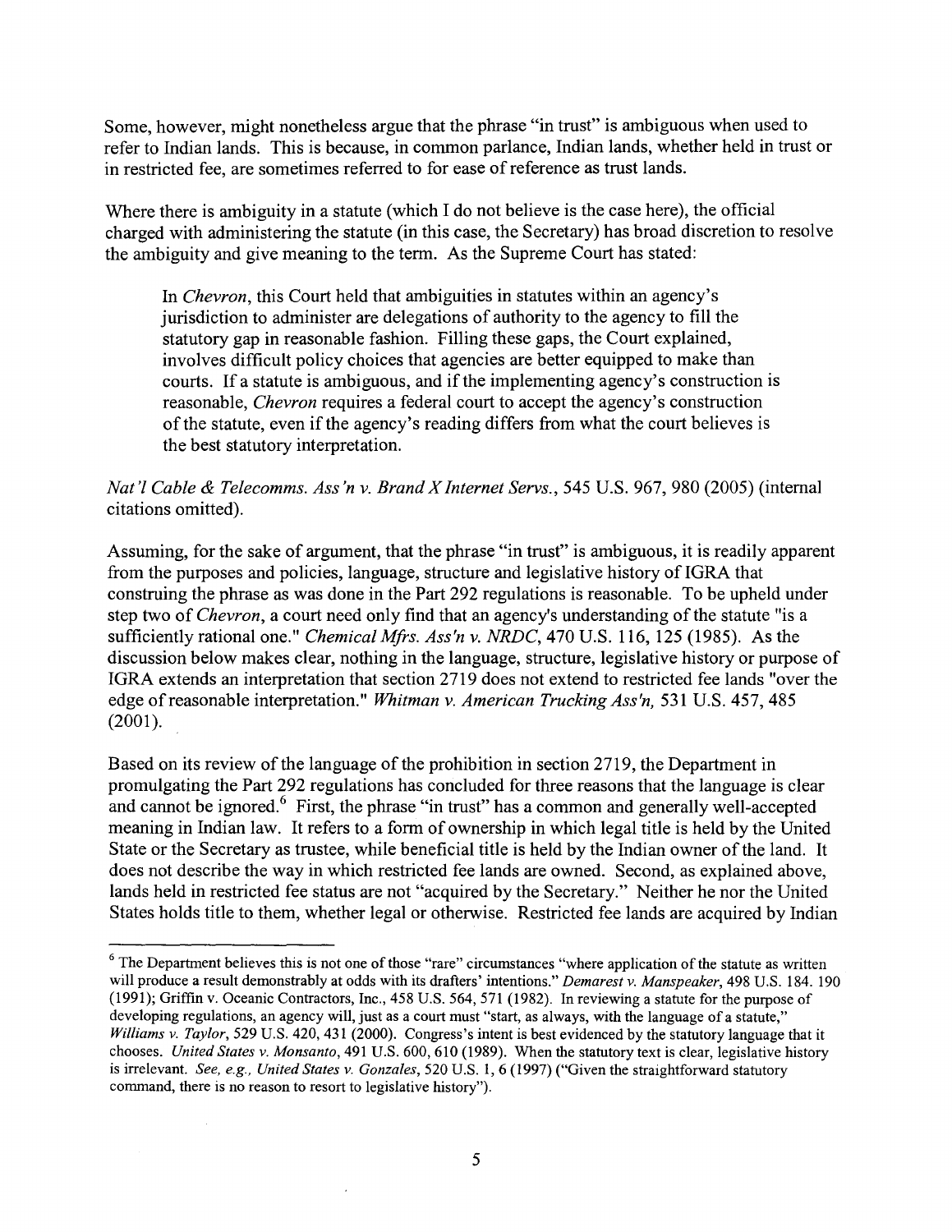Some, however, might nonetheless argue that the phrase "in trust" is ambiguous when used to refer to Indian lands. This is because, in common parlance, Indian lands, whether held in trust or in restricted fee, are sometimes referred to for ease of reference as trust lands.

Where there is ambiguity in a statute (which I do not believe is the case here), the official charged with administering the statute (in this case, the Secretary) has broad discretion to resolve the ambiguity and give meaning to the term. As the Supreme Court has stated:

> In *Chevron*, this Court held that ambiguities in statutes within an agency's jurisdiction to administer are delegations of authority to the agency to fill the statutory gap in reasonable fashion. Filling these gaps, the Court explained, involves difficult policy choices that agencies are better equipped to make than courts. If a statute is ambiguous, and if the implementing agency's construction is reasonable, *Chevron* requires a federal court to accept the agency's construction of the statute, even if the agency's reading differs from what the court believes is the best statutory interpretation.

*Nat'l Cable & Telecomms. Ass'n v. Brand X Internet Servs.*, 545 U.S. 967, 980 (2005) (internal citations omitted).

Assuming, for the sake of argument, that the phrase "in trust" is ambiguous, it is readily apparent from the purposes and policies, language, structure and legislative history of IGRA that construing the phrase as was done in the Part 292 regulations is reasonable. To be upheld under step two of *Chevron*, a court need only find that an agency's understanding of the statute "is a sufficiently rational one." *Chemical Mfrs. Ass'n v. NRDC*, 470 U.S. 116, 125 (1985). As the discussion below makes clear, nothing in the language, structure, legislative history or purpose of IGRA extends an interpretation that section 2719 does not extend to restricted fee lands "over the edge of reasonable interpretation." *Whitman v. American Trucking Ass'n,* 531 U.S. 457, 485 (2001).

Based on its review of the language of the prohibition in section 2719, the Department in promulgating the Part 292 regulations has concluded for three reasons that the language is clear and cannot be ignored.[6] First, the phrase "in trust" has a common and generally well-accepted meaning in Indian law. It refers to a form of ownership in which legal title is held by the United State or the Secretary as trustee, while beneficial title is held by the Indian owner of the land. It does not describe the way in which restricted fee lands are owned. Second, as explained above, lands held in restricted fee status are not "acquired by the Secretary." Neither he nor the United States holds title to them, whether legal or otherwise. Restricted fee lands are acquired by Indian

---

[6] The Department believes this is not one of those "rare" circumstances "where application of the statute as written will produce a result demonstrably at odds with its drafters' intentions." *Demarest v. Manspeaker*, 498 U.S. 184. 190 (1991); Griffin v. Oceanic Contractors, Inc., 458 U.S. 564, 571 (1982). In reviewing a statute for the purpose of developing regulations, an agency will, just as a court must "start, as always, with the language of a statute," *Williams v. Taylor*, 529 U.S. 420, 431 (2000). Congress's intent is best evidenced by the statutory language that it chooses. *United States v. Monsanto*, 491 U.S. 600, 610 (1989). When the statutory text is clear, legislative history is irrelevant. *See, e.g., United States v. Gonzales*, 520 U.S. 1, 6 (1997) ("Given the straightforward statutory command, there is no reason to resort to legislative history").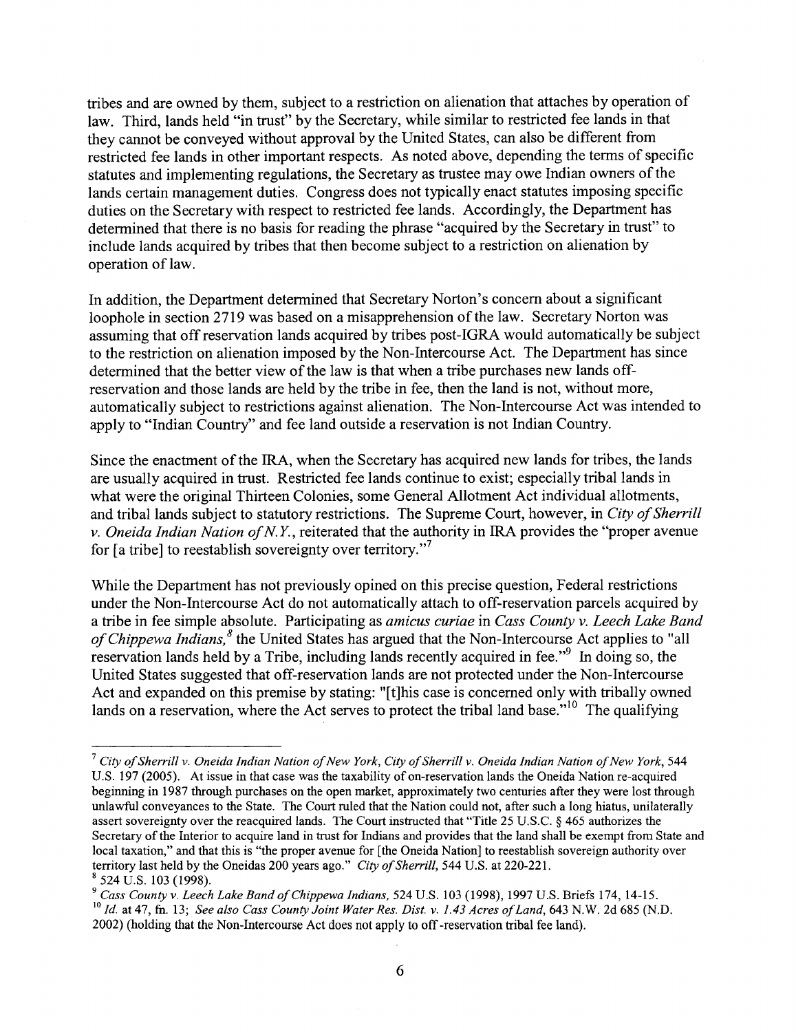tribes and are owned by them, subject to a restriction on alienation that attaches by operation of law. Third, lands held "in trust" by the Secretary, while similar to restricted fee lands in that they cannot be conveyed without approval by the United States, can also be different from restricted fee lands in other important respects. As noted above, depending the terms of specific statutes and implementing regulations, the Secretary as trustee may owe Indian owners of the lands certain management duties. Congress does not typically enact statutes imposing specific duties on the Secretary with respect to restricted fee lands. Accordingly, the Department has determined that there is no basis for reading the phrase "acquired by the Secretary in trust" to include lands acquired by tribes that then become subject to a restriction on alienation by operation of law.

In addition, the Department determined that Secretary Norton's concern about a significant loophole in section 2719 was based on a misapprehension of the law. Secretary Norton was assuming that off reservation lands acquired by tribes post-IGRA would automatically be subject to the restriction on alienation imposed by the Non-Intercourse Act. The Department has since determined that the better view of the law is that when a tribe purchases new lands off-reservation and those lands are held by the tribe in fee, then the land is not, without more, automatically subject to restrictions against alienation. The Non-Intercourse Act was intended to apply to "Indian Country" and fee land outside a reservation is not Indian Country.

Since the enactment of the IRA, when the Secretary has acquired new lands for tribes, the lands are usually acquired in trust. Restricted fee lands continue to exist; especially tribal lands in what were the original Thirteen Colonies, some General Allotment Act individual allotments, and tribal lands subject to statutory restrictions. The Supreme Court, however, in *City of Sherrill v. Oneida Indian Nation of N.Y.*, reiterated that the authority in IRA provides the "proper avenue for [a tribe] to reestablish sovereignty over territory."[7]

While the Department has not previously opined on this precise question, Federal restrictions under the Non-Intercourse Act do not automatically attach to off-reservation parcels acquired by a tribe in fee simple absolute. Participating as *amicus curiae* in *Cass County v. Leech Lake Band of Chippewa Indians,*[8] the United States has argued that the Non-Intercourse Act applies to "all reservation lands held by a Tribe, including lands recently acquired in fee."[9] In doing so, the United States suggested that off-reservation lands are not protected under the Non-Intercourse Act and expanded on this premise by stating: "[t]his case is concerned only with tribally owned lands on a reservation, where the Act serves to protect the tribal land base."[10] The qualifying

---

[7] *City of Sherrill v. Oneida Indian Nation of New York, City of Sherrill v. Oneida Indian Nation of New York*, 544 U.S. 197 (2005). At issue in that case was the taxability of on-reservation lands the Oneida Nation re-acquired beginning in 1987 through purchases on the open market, approximately two centuries after they were lost through unlawful conveyances to the State. The Court ruled that the Nation could not, after such a long hiatus, unilaterally assert sovereignty over the reacquired lands. The Court instructed that "Title 25 U.S.C. § 465 authorizes the Secretary of the Interior to acquire land in trust for Indians and provides that the land shall be exempt from State and local taxation," and that this is "the proper avenue for [the Oneida Nation] to reestablish sovereign authority over territory last held by the Oneidas 200 years ago." *City of Sherrill*, 544 U.S. at 220-221.

[8] 524 U.S. 103 (1998).

[9] *Cass County v. Leech Lake Band of Chippewa Indians*, 524 U.S. 103 (1998), 1997 U.S. Briefs 174, 14-15.

[10] *Id.* at 47, fn. 13; *See also Cass County Joint Water Res. Dist. v. 1.43 Acres of Land*, 643 N.W. 2d 685 (N.D. 2002) (holding that the Non-Intercourse Act does not apply to off-reservation tribal fee land).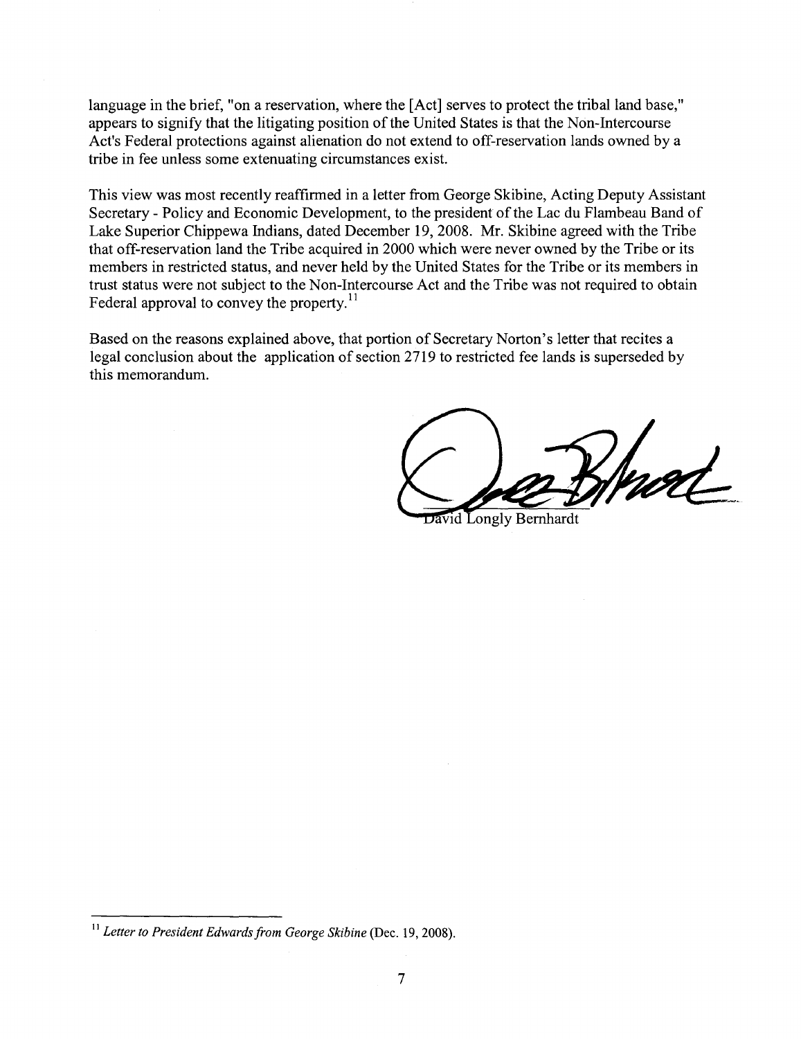language in the brief, "on a reservation, where the [Act] serves to protect the tribal land base," appears to signify that the litigating position of the United States is that the Non-Intercourse Act's Federal protections against alienation do not extend to off-reservation lands owned by a tribe in fee unless some extenuating circumstances exist.

This view was most recently reaffirmed in a letter from George Skibine, Acting Deputy Assistant Secretary - Policy and Economic Development, to the president of the Lac du Flambeau Band of Lake Superior Chippewa Indians, dated December 19, 2008. Mr. Skibine agreed with the Tribe that off-reservation land the Tribe acquired in 2000 which were never owned by the Tribe or its members in restricted status, and never held by the United States for the Tribe or its members in trust status were not subject to the Non-Intercourse Act and the Tribe was not required to obtain Federal approval to convey the property.[11]

Based on the reasons explained above, that portion of Secretary Norton's letter that recites a legal conclusion about the application of section 2719 to restricted fee lands is superseded by this memorandum.

David Longly Bernhardt

---

[11] *Letter to President Edwards from George Skibine* (Dec. 19, 2008).